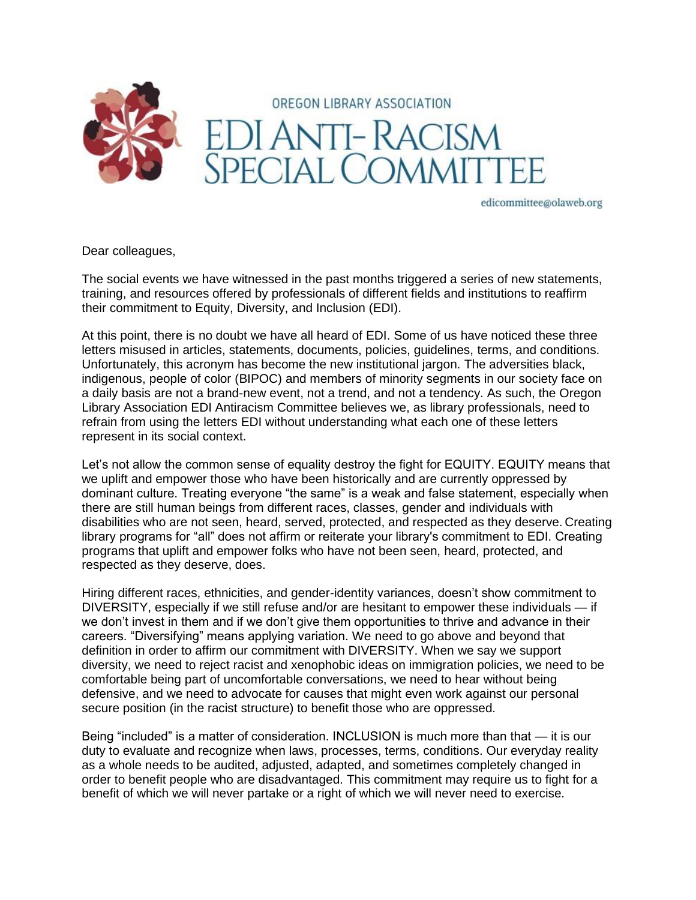OREGON LIBRARY ASSOCIATION

# EDI ANTI-RACISM SPECIAL COMMITTEE

edicommittee@olaweb.org

Dear colleagues,

The social events we have witnessed in the past months triggered a series of new statements, training, and resources offered by professionals of different fields and institutions to reaffirm their commitment to Equity, Diversity, and Inclusion (EDI).

At this point, there is no doubt we have all heard of EDI. Some of us have noticed these three letters misused in articles, statements, documents, policies, guidelines, terms, and conditions. Unfortunately, this acronym has become the new institutional jargon. The adversities black, indigenous, people of color (BIPOC) and members of minority segments in our society face on a daily basis are not a brand-new event, not a trend, and not a tendency. As such, the Oregon Library Association EDI Antiracism Committee believes we, as library professionals, need to refrain from using the letters EDI without understanding what each one of these letters represent in its social context.

Let's not allow the common sense of equality destroy the fight for EQUITY. EQUITY means that we uplift and empower those who have been historically and are currently oppressed by dominant culture. Treating everyone "the same" is a weak and false statement, especially when there are still human beings from different races, classes, gender and individuals with disabilities who are not seen, heard, served, protected, and respected as they deserve. Creating library programs for "all" does not affirm or reiterate your library's commitment to EDI. Creating programs that uplift and empower folks who have not been seen, heard, protected, and respected as they deserve, does.

Hiring different races, ethnicities, and gender-identity variances, doesn't show commitment to DIVERSITY, especially if we still refuse and/or are hesitant to empower these individuals — if we don't invest in them and if we don't give them opportunities to thrive and advance in their careers. "Diversifying" means applying variation. We need to go above and beyond that definition in order to affirm our commitment with DIVERSITY. When we say we support diversity, we need to reject racist and xenophobic ideas on immigration policies, we need to be comfortable being part of uncomfortable conversations, we need to hear without being defensive, and we need to advocate for causes that might even work against our personal secure position (in the racist structure) to benefit those who are oppressed.

Being "included" is a matter of consideration. INCLUSION is much more than that — it is our duty to evaluate and recognize when laws, processes, terms, conditions. Our everyday reality as a whole needs to be audited, adjusted, adapted, and sometimes completely changed in order to benefit people who are disadvantaged. This commitment may require us to fight for a benefit of which we will never partake or a right of which we will never need to exercise.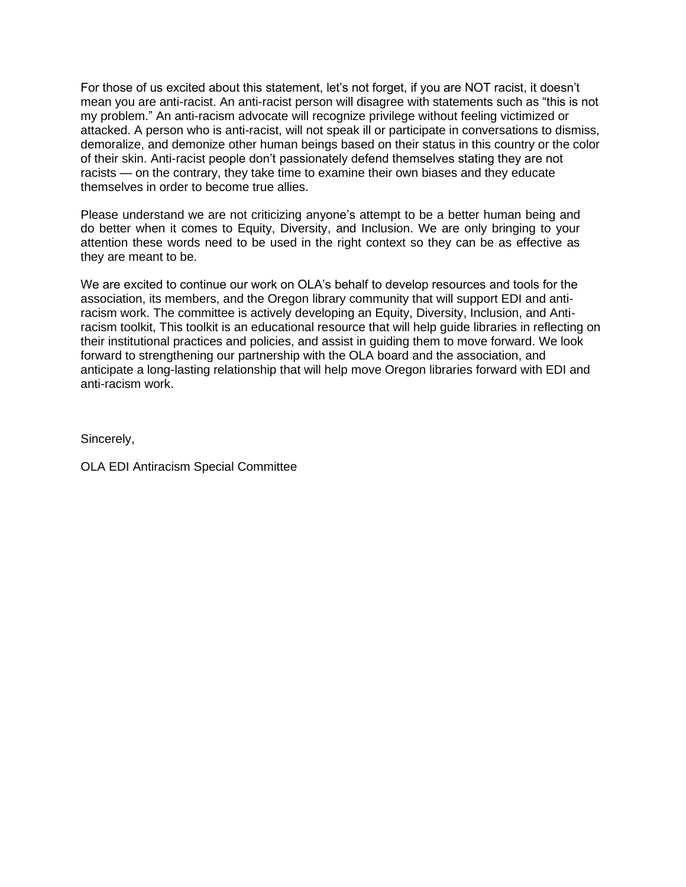For those of us excited about this statement, let's not forget, if you are NOT racist, it doesn't mean you are anti-racist. An anti-racist person will disagree with statements such as "this is not my problem." An anti-racism advocate will recognize privilege without feeling victimized or attacked. A person who is anti-racist, will not speak ill or participate in conversations to dismiss, demoralize, and demonize other human beings based on their status in this country or the color of their skin. Anti-racist people don't passionately defend themselves stating they are not racists — on the contrary, they take time to examine their own biases and they educate themselves in order to become true allies.

Please understand we are not criticizing anyone's attempt to be a better human being and do better when it comes to Equity, Diversity, and Inclusion. We are only bringing to your attention these words need to be used in the right context so they can be as effective as they are meant to be.

We are excited to continue our work on OLA's behalf to develop resources and tools for the association, its members, and the Oregon library community that will support EDI and anti-racism work. The committee is actively developing an Equity, Diversity, Inclusion, and Anti-racism toolkit, This toolkit is an educational resource that will help guide libraries in reflecting on their institutional practices and policies, and assist in guiding them to move forward. We look forward to strengthening our partnership with the OLA board and the association, and anticipate a long-lasting relationship that will help move Oregon libraries forward with EDI and anti-racism work.

Sincerely,

OLA EDI Antiracism Special Committee